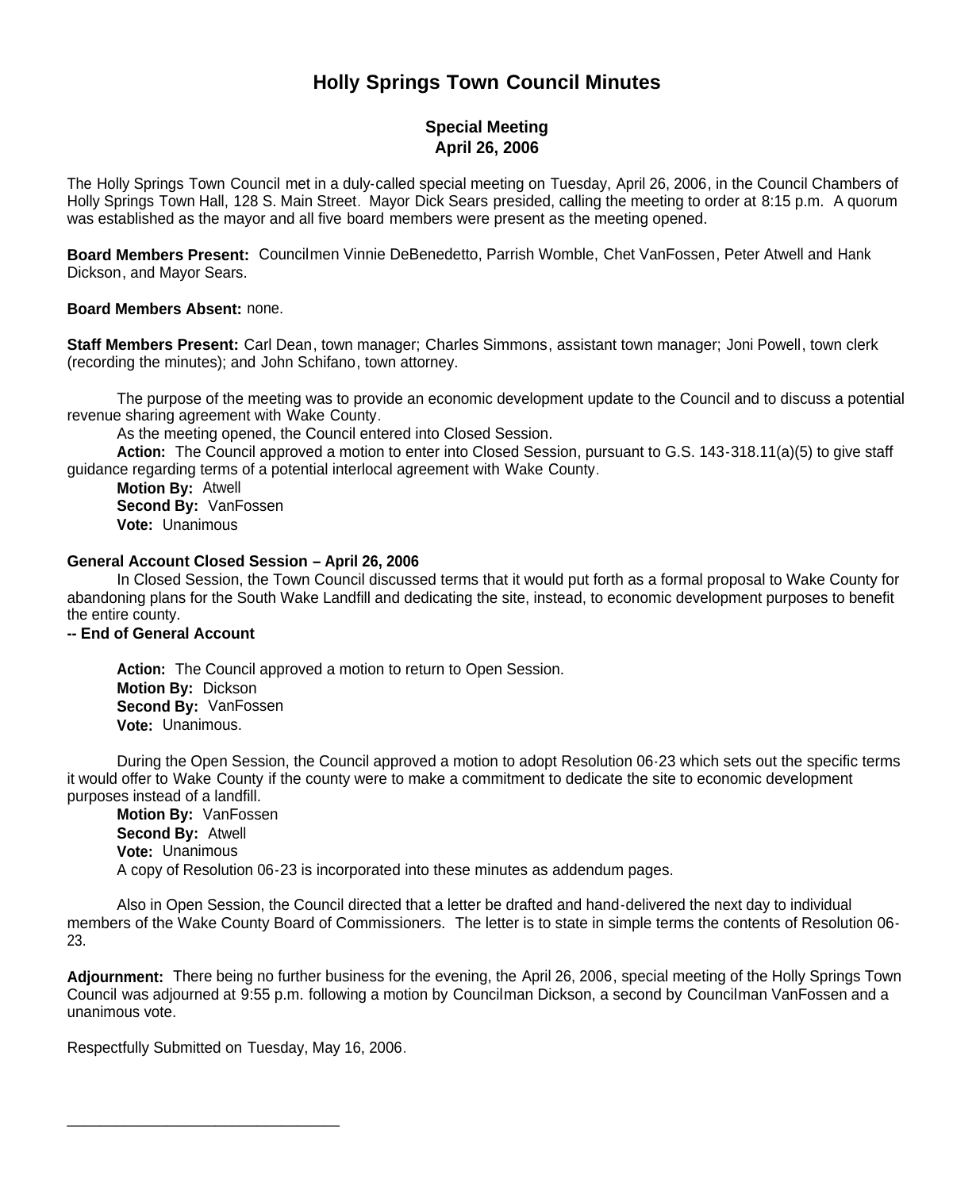# Holly Springs Town Council Minutes

## Special Meeting
## April 26, 2006

The Holly Springs Town Council met in a duly-called special meeting on Tuesday, April 26, 2006, in the Council Chambers of Holly Springs Town Hall, 128 S. Main Street. Mayor Dick Sears presided, calling the meeting to order at 8:15 p.m. A quorum was established as the mayor and all five board members were present as the meeting opened.

**Board Members Present:** Councilmen Vinnie DeBenedetto, Parrish Womble, Chet VanFossen, Peter Atwell and Hank Dickson, and Mayor Sears.

**Board Members Absent:** none.

**Staff Members Present:** Carl Dean, town manager; Charles Simmons, assistant town manager; Joni Powell, town clerk (recording the minutes); and John Schifano, town attorney.

The purpose of the meeting was to provide an economic development update to the Council and to discuss a potential revenue sharing agreement with Wake County.

As the meeting opened, the Council entered into Closed Session.

**Action:** The Council approved a motion to enter into Closed Session, pursuant to G.S. 143-318.11(a)(5) to give staff guidance regarding terms of a potential interlocal agreement with Wake County.

**Motion By:** Atwell
**Second By:** VanFossen
**Vote:** Unanimous

**General Account Closed Session – April 26, 2006**

In Closed Session, the Town Council discussed terms that it would put forth as a formal proposal to Wake County for abandoning plans for the South Wake Landfill and dedicating the site, instead, to economic development purposes to benefit the entire county.

**-- End of General Account**

**Action:** The Council approved a motion to return to Open Session.
**Motion By:** Dickson
**Second By:** VanFossen
**Vote:** Unanimous.

During the Open Session, the Council approved a motion to adopt Resolution 06-23 which sets out the specific terms it would offer to Wake County if the county were to make a commitment to dedicate the site to economic development purposes instead of a landfill.

**Motion By:** VanFossen
**Second By:** Atwell
**Vote:** Unanimous
A copy of Resolution 06-23 is incorporated into these minutes as addendum pages.

Also in Open Session, the Council directed that a letter be drafted and hand-delivered the next day to individual members of the Wake County Board of Commissioners. The letter is to state in simple terms the contents of Resolution 06-23.

**Adjournment:** There being no further business for the evening, the April 26, 2006, special meeting of the Holly Springs Town Council was adjourned at 9:55 p.m. following a motion by Councilman Dickson, a second by Councilman VanFossen and a unanimous vote.

Respectfully Submitted on Tuesday, May 16, 2006.

\_\_\_\_\_\_\_\_\_\_\_\_\_\_\_\_\_\_\_\_\_\_\_\_\_\_\_\_\_\_\_\_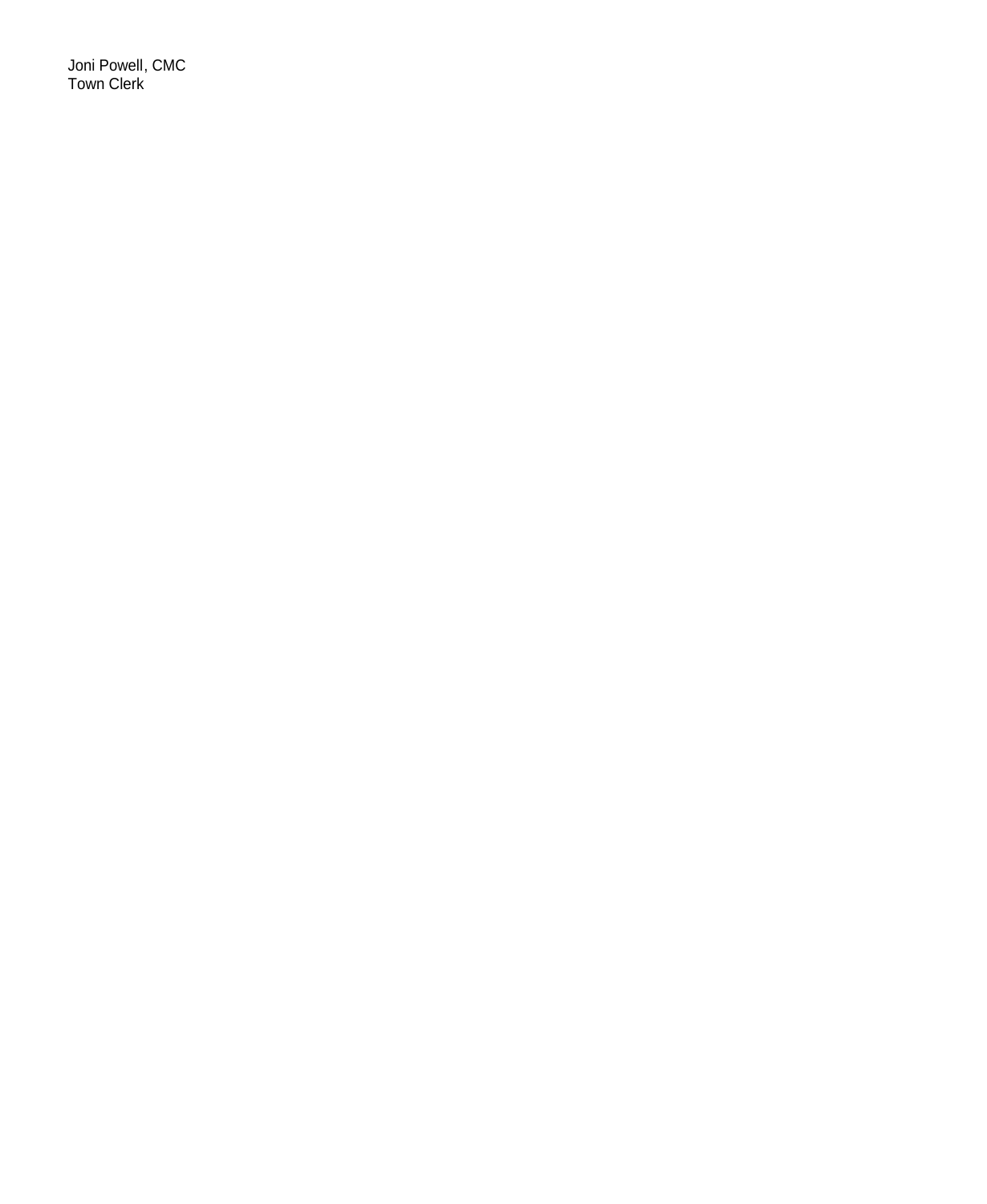Joni Powell, CMC
Town Clerk